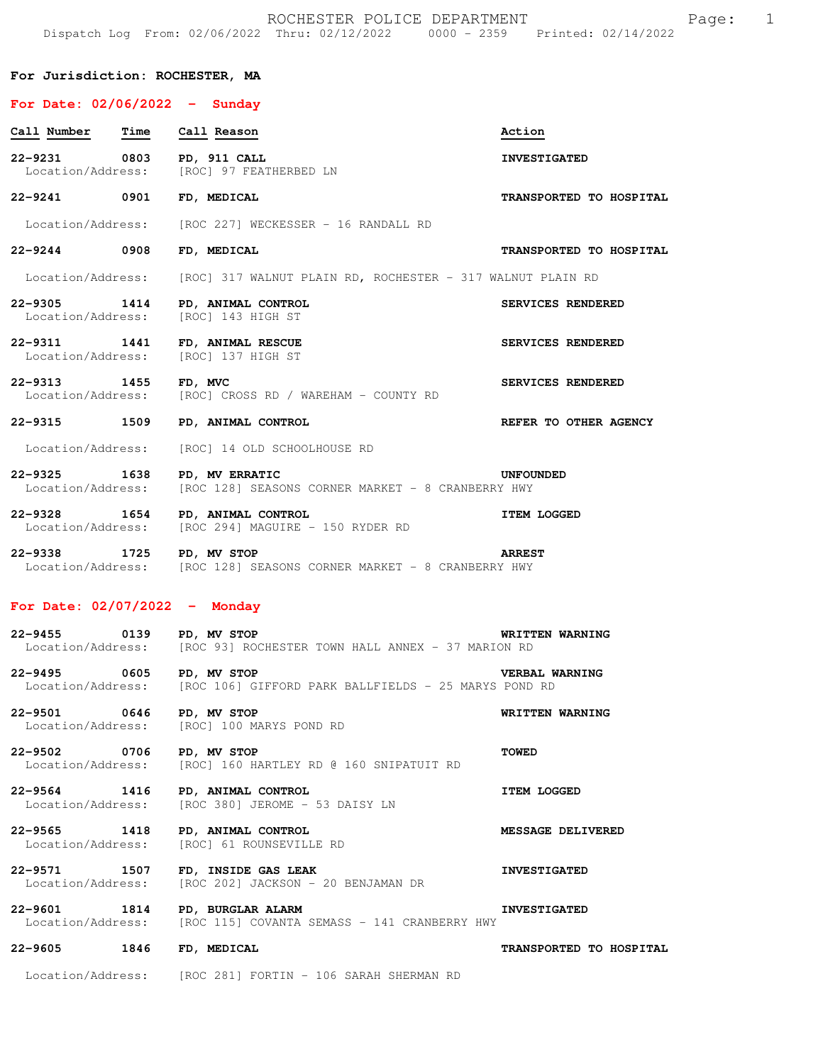# ROCHESTER POLICE DEPARTMENT

Dispatch Log From: 02/06/2022 Thru: 02/12/2022 0000 - 2359 Printed: 02/14/2022

**For Jurisdiction: ROCHESTER, MA**

## For Date: 02/06/2022 - Sunday

| Call Number | Time | Call Reason | Action |
|---|---|---|---|
| **22-9231** | **0803** | **PD, 911 CALL** | **INVESTIGATED** |
| Location/Address: | | [ROC] 97 FEATHERBED LN | |
| **22-9241** | **0901** | **FD, MEDICAL** | **TRANSPORTED TO HOSPITAL** |
| Location/Address: | | [ROC 227] WECKESSER - 16 RANDALL RD | |
| **22-9244** | **0908** | **FD, MEDICAL** | **TRANSPORTED TO HOSPITAL** |
| Location/Address: | | [ROC] 317 WALNUT PLAIN RD, ROCHESTER - 317 WALNUT PLAIN RD | |
| **22-9305** | **1414** | **PD, ANIMAL CONTROL** | **SERVICES RENDERED** |
| Location/Address: | | [ROC] 143 HIGH ST | |
| **22-9311** | **1441** | **FD, ANIMAL RESCUE** | **SERVICES RENDERED** |
| Location/Address: | | [ROC] 137 HIGH ST | |
| **22-9313** | **1455** | **FD, MVC** | **SERVICES RENDERED** |
| Location/Address: | | [ROC] CROSS RD / WAREHAM - COUNTY RD | |
| **22-9315** | **1509** | **PD, ANIMAL CONTROL** | **REFER TO OTHER AGENCY** |
| Location/Address: | | [ROC] 14 OLD SCHOOLHOUSE RD | |
| **22-9325** | **1638** | **PD, MV ERRATIC** | **UNFOUNDED** |
| Location/Address: | | [ROC 128] SEASONS CORNER MARKET - 8 CRANBERRY HWY | |
| **22-9328** | **1654** | **PD, ANIMAL CONTROL** | **ITEM LOGGED** |
| Location/Address: | | [ROC 294] MAGUIRE - 150 RYDER RD | |
| **22-9338** | **1725** | **PD, MV STOP** | **ARREST** |
| Location/Address: | | [ROC 128] SEASONS CORNER MARKET - 8 CRANBERRY HWY | |

## For Date: 02/07/2022 - Monday

| Call Number | Time | Call Reason | Action |
|---|---|---|---|
| **22-9455** | **0139** | **PD, MV STOP** | **WRITTEN WARNING** |
| Location/Address: | | [ROC 93] ROCHESTER TOWN HALL ANNEX - 37 MARION RD | |
| **22-9495** | **0605** | **PD, MV STOP** | **VERBAL WARNING** |
| Location/Address: | | [ROC 106] GIFFORD PARK BALLFIELDS - 25 MARYS POND RD | |
| **22-9501** | **0646** | **PD, MV STOP** | **WRITTEN WARNING** |
| Location/Address: | | [ROC] 100 MARYS POND RD | |
| **22-9502** | **0706** | **PD, MV STOP** | **TOWED** |
| Location/Address: | | [ROC] 160 HARTLEY RD @ 160 SNIPATUIT RD | |
| **22-9564** | **1416** | **PD, ANIMAL CONTROL** | **ITEM LOGGED** |
| Location/Address: | | [ROC 380] JEROME - 53 DAISY LN | |
| **22-9565** | **1418** | **PD, ANIMAL CONTROL** | **MESSAGE DELIVERED** |
| Location/Address: | | [ROC] 61 ROUNSEVILLE RD | |
| **22-9571** | **1507** | **FD, INSIDE GAS LEAK** | **INVESTIGATED** |
| Location/Address: | | [ROC 202] JACKSON - 20 BENJAMAN DR | |
| **22-9601** | **1814** | **PD, BURGLAR ALARM** | **INVESTIGATED** |
| Location/Address: | | [ROC 115] COVANTA SEMASS - 141 CRANBERRY HWY | |
| **22-9605** | **1846** | **FD, MEDICAL** | **TRANSPORTED TO HOSPITAL** |
| Location/Address: | | [ROC 281] FORTIN - 106 SARAH SHERMAN RD | |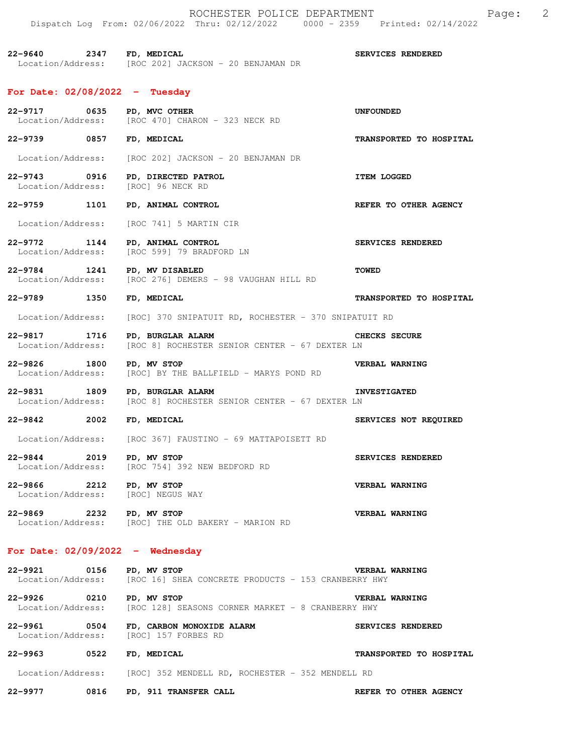22-9640 2347 **FD, MEDICAL** **SERVICES RENDERED**
Location/Address: [ROC 202] JACKSON - 20 BENJAMAN DR

## For Date: 02/08/2022 - Tuesday

22-9717 0635 **PD, MVC OTHER** **UNFOUNDED**
Location/Address: [ROC 470] CHARON - 323 NECK RD

22-9739 0857 **FD, MEDICAL** **TRANSPORTED TO HOSPITAL**
Location/Address: [ROC 202] JACKSON - 20 BENJAMAN DR

22-9743 0916 **PD, DIRECTED PATROL** **ITEM LOGGED**
Location/Address: [ROC] 96 NECK RD

22-9759 1101 **PD, ANIMAL CONTROL** **REFER TO OTHER AGENCY**
Location/Address: [ROC 741] 5 MARTIN CIR

22-9772 1144 **PD, ANIMAL CONTROL** **SERVICES RENDERED**
Location/Address: [ROC 599] 79 BRADFORD LN

22-9784 1241 **PD, MV DISABLED** **TOWED**
Location/Address: [ROC 276] DEMERS - 98 VAUGHAN HILL RD

22-9789 1350 **FD, MEDICAL** **TRANSPORTED TO HOSPITAL**
Location/Address: [ROC] 370 SNIPATUIT RD, ROCHESTER - 370 SNIPATUIT RD

22-9817 1716 **PD, BURGLAR ALARM** **CHECKS SECURE**
Location/Address: [ROC 8] ROCHESTER SENIOR CENTER - 67 DEXTER LN

22-9826 1800 **PD, MV STOP** **VERBAL WARNING**
Location/Address: [ROC] BY THE BALLFIELD - MARYS POND RD

22-9831 1809 **PD, BURGLAR ALARM** **INVESTIGATED**
Location/Address: [ROC 8] ROCHESTER SENIOR CENTER - 67 DEXTER LN

22-9842 2002 **FD, MEDICAL** **SERVICES NOT REQUIRED**
Location/Address: [ROC 367] FAUSTINO - 69 MATTAPOISETT RD

22-9844 2019 **PD, MV STOP** **SERVICES RENDERED**
Location/Address: [ROC 754] 392 NEW BEDFORD RD

22-9866 2212 **PD, MV STOP** **VERBAL WARNING**
Location/Address: [ROC] NEGUS WAY

22-9869 2232 **PD, MV STOP** **VERBAL WARNING**
Location/Address: [ROC] THE OLD BAKERY - MARION RD

## For Date: 02/09/2022 - Wednesday

22-9921 0156 **PD, MV STOP** **VERBAL WARNING**
Location/Address: [ROC 16] SHEA CONCRETE PRODUCTS - 153 CRANBERRY HWY

22-9926 0210 **PD, MV STOP** **VERBAL WARNING**
Location/Address: [ROC 128] SEASONS CORNER MARKET - 8 CRANBERRY HWY

22-9961 0504 **FD, CARBON MONOXIDE ALARM** **SERVICES RENDERED**
Location/Address: [ROC] 157 FORBES RD

22-9963 0522 **FD, MEDICAL** **TRANSPORTED TO HOSPITAL**
Location/Address: [ROC] 352 MENDELL RD, ROCHESTER - 352 MENDELL RD

22-9977 0816 **PD, 911 TRANSFER CALL** **REFER TO OTHER AGENCY**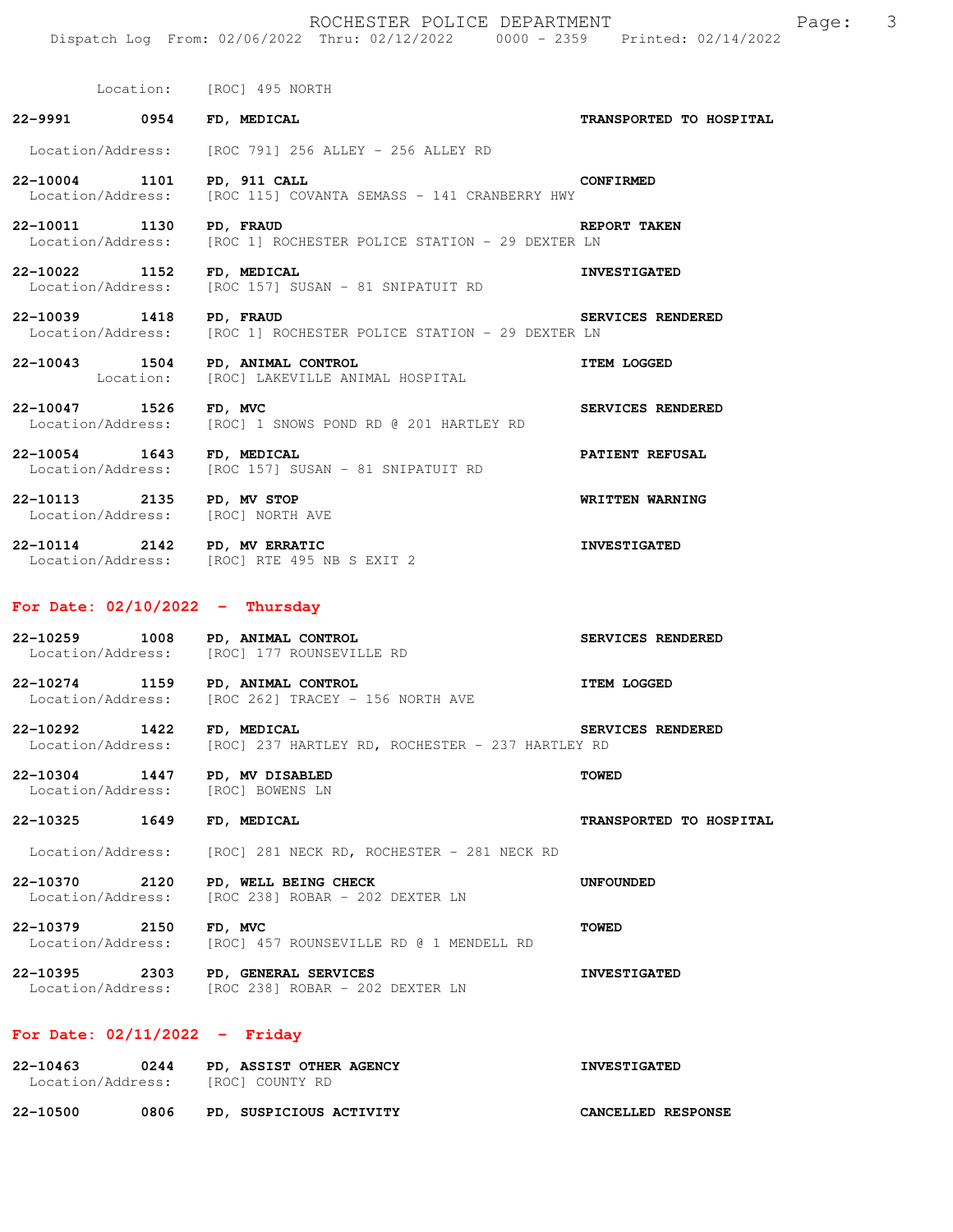Location: [ROC] 495 NORTH

**22-9991 0954 FD, MEDICAL** — **TRANSPORTED TO HOSPITAL**
Location/Address: [ROC 791] 256 ALLEY - 256 ALLEY RD

**22-10004 1101 PD, 911 CALL** — **CONFIRMED**
Location/Address: [ROC 115] COVANTA SEMASS - 141 CRANBERRY HWY

**22-10011 1130 PD, FRAUD** — **REPORT TAKEN**
Location/Address: [ROC 1] ROCHESTER POLICE STATION - 29 DEXTER LN

**22-10022 1152 FD, MEDICAL** — **INVESTIGATED**
Location/Address: [ROC 157] SUSAN - 81 SNIPATUIT RD

**22-10039 1418 PD, FRAUD** — **SERVICES RENDERED**
Location/Address: [ROC 1] ROCHESTER POLICE STATION - 29 DEXTER LN

**22-10043 1504 PD, ANIMAL CONTROL** — **ITEM LOGGED**
Location: [ROC] LAKEVILLE ANIMAL HOSPITAL

**22-10047 1526 FD, MVC** — **SERVICES RENDERED**
Location/Address: [ROC] 1 SNOWS POND RD @ 201 HARTLEY RD

**22-10054 1643 FD, MEDICAL** — **PATIENT REFUSAL**
Location/Address: [ROC 157] SUSAN - 81 SNIPATUIT RD

**22-10113 2135 PD, MV STOP** — **WRITTEN WARNING**
Location/Address: [ROC] NORTH AVE

**22-10114 2142 PD, MV ERRATIC** — **INVESTIGATED**
Location/Address: [ROC] RTE 495 NB S EXIT 2

## For Date: 02/10/2022 - Thursday

**22-10259 1008 PD, ANIMAL CONTROL** — **SERVICES RENDERED**
Location/Address: [ROC] 177 ROUNSEVILLE RD

**22-10274 1159 PD, ANIMAL CONTROL** — **ITEM LOGGED**
Location/Address: [ROC 262] TRACEY - 156 NORTH AVE

**22-10292 1422 FD, MEDICAL** — **SERVICES RENDERED**
Location/Address: [ROC] 237 HARTLEY RD, ROCHESTER - 237 HARTLEY RD

**22-10304 1447 PD, MV DISABLED** — **TOWED**
Location/Address: [ROC] BOWENS LN

**22-10325 1649 FD, MEDICAL** — **TRANSPORTED TO HOSPITAL**
Location/Address: [ROC] 281 NECK RD, ROCHESTER - 281 NECK RD

**22-10370 2120 PD, WELL BEING CHECK** — **UNFOUNDED**
Location/Address: [ROC 238] ROBAR - 202 DEXTER LN

**22-10379 2150 FD, MVC** — **TOWED**
Location/Address: [ROC] 457 ROUNSEVILLE RD @ 1 MENDELL RD

**22-10395 2303 PD, GENERAL SERVICES** — **INVESTIGATED**
Location/Address: [ROC 238] ROBAR - 202 DEXTER LN

## For Date: 02/11/2022 - Friday

**22-10463 0244 PD, ASSIST OTHER AGENCY** — **INVESTIGATED**
Location/Address: [ROC] COUNTY RD

**22-10500 0806 PD, SUSPICIOUS ACTIVITY** — **CANCELLED RESPONSE**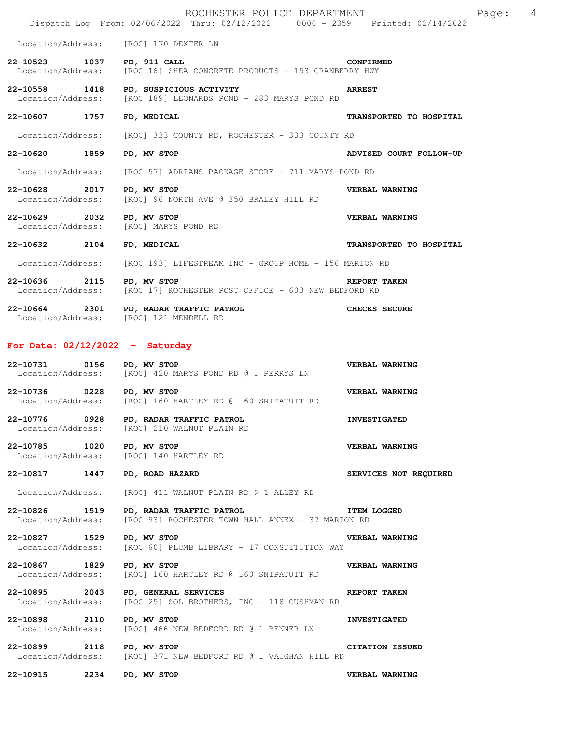Location/Address: [ROC] 170 DEXTER LN

**22-10523 1037 PD, 911 CALL** — **CONFIRMED**
Location/Address: [ROC 16] SHEA CONCRETE PRODUCTS - 153 CRANBERRY HWY

**22-10558 1418 PD, SUSPICIOUS ACTIVITY** — **ARREST**
Location/Address: [ROC 189] LEONARDS POND - 283 MARYS POND RD

**22-10607 1757 FD, MEDICAL** — **TRANSPORTED TO HOSPITAL**
Location/Address: [ROC] 333 COUNTY RD, ROCHESTER - 333 COUNTY RD

**22-10620 1859 PD, MV STOP** — **ADVISED COURT FOLLOW-UP**
Location/Address: [ROC 57] ADRIANS PACKAGE STORE - 711 MARYS POND RD

**22-10628 2017 PD, MV STOP** — **VERBAL WARNING**
Location/Address: [ROC] 96 NORTH AVE @ 350 BRALEY HILL RD

**22-10629 2032 PD, MV STOP** — **VERBAL WARNING**
Location/Address: [ROC] MARYS POND RD

**22-10632 2104 FD, MEDICAL** — **TRANSPORTED TO HOSPITAL**
Location/Address: [ROC 193] LIFESTREAM INC - GROUP HOME - 156 MARION RD

**22-10636 2115 PD, MV STOP** — **REPORT TAKEN**
Location/Address: [ROC 17] ROCHESTER POST OFFICE - 603 NEW BEDFORD RD

**22-10664 2301 PD, RADAR TRAFFIC PATROL** — **CHECKS SECURE**
Location/Address: [ROC] 121 MENDELL RD

## For Date: 02/12/2022 - Saturday

**22-10731 0156 PD, MV STOP** — **VERBAL WARNING**
Location/Address: [ROC] 420 MARYS POND RD @ 1 PERRYS LN

**22-10736 0228 PD, MV STOP** — **VERBAL WARNING**
Location/Address: [ROC] 160 HARTLEY RD @ 160 SNIPATUIT RD

**22-10776 0928 PD, RADAR TRAFFIC PATROL** — **INVESTIGATED**
Location/Address: [ROC] 210 WALNUT PLAIN RD

**22-10785 1020 PD, MV STOP** — **VERBAL WARNING**
Location/Address: [ROC] 140 HARTLEY RD

**22-10817 1447 PD, ROAD HAZARD** — **SERVICES NOT REQUIRED**
Location/Address: [ROC] 411 WALNUT PLAIN RD @ 1 ALLEY RD

**22-10826 1519 PD, RADAR TRAFFIC PATROL** — **ITEM LOGGED**
Location/Address: [ROC 93] ROCHESTER TOWN HALL ANNEX - 37 MARION RD

**22-10827 1529 PD, MV STOP** — **VERBAL WARNING**
Location/Address: [ROC 60] PLUMB LIBRARY - 17 CONSTITUTION WAY

**22-10867 1829 PD, MV STOP** — **VERBAL WARNING**
Location/Address: [ROC] 160 HARTLEY RD @ 160 SNIPATUIT RD

**22-10895 2043 PD, GENERAL SERVICES** — **REPORT TAKEN**
Location/Address: [ROC 25] SOL BROTHERS, INC - 118 CUSHMAN RD

**22-10898 2110 PD, MV STOP** — **INVESTIGATED**
Location/Address: [ROC] 466 NEW BEDFORD RD @ 1 BENNER LN

**22-10899 2118 PD, MV STOP** — **CITATION ISSUED**
Location/Address: [ROC] 371 NEW BEDFORD RD @ 1 VAUGHAN HILL RD

**22-10915 2234 PD, MV STOP** — **VERBAL WARNING**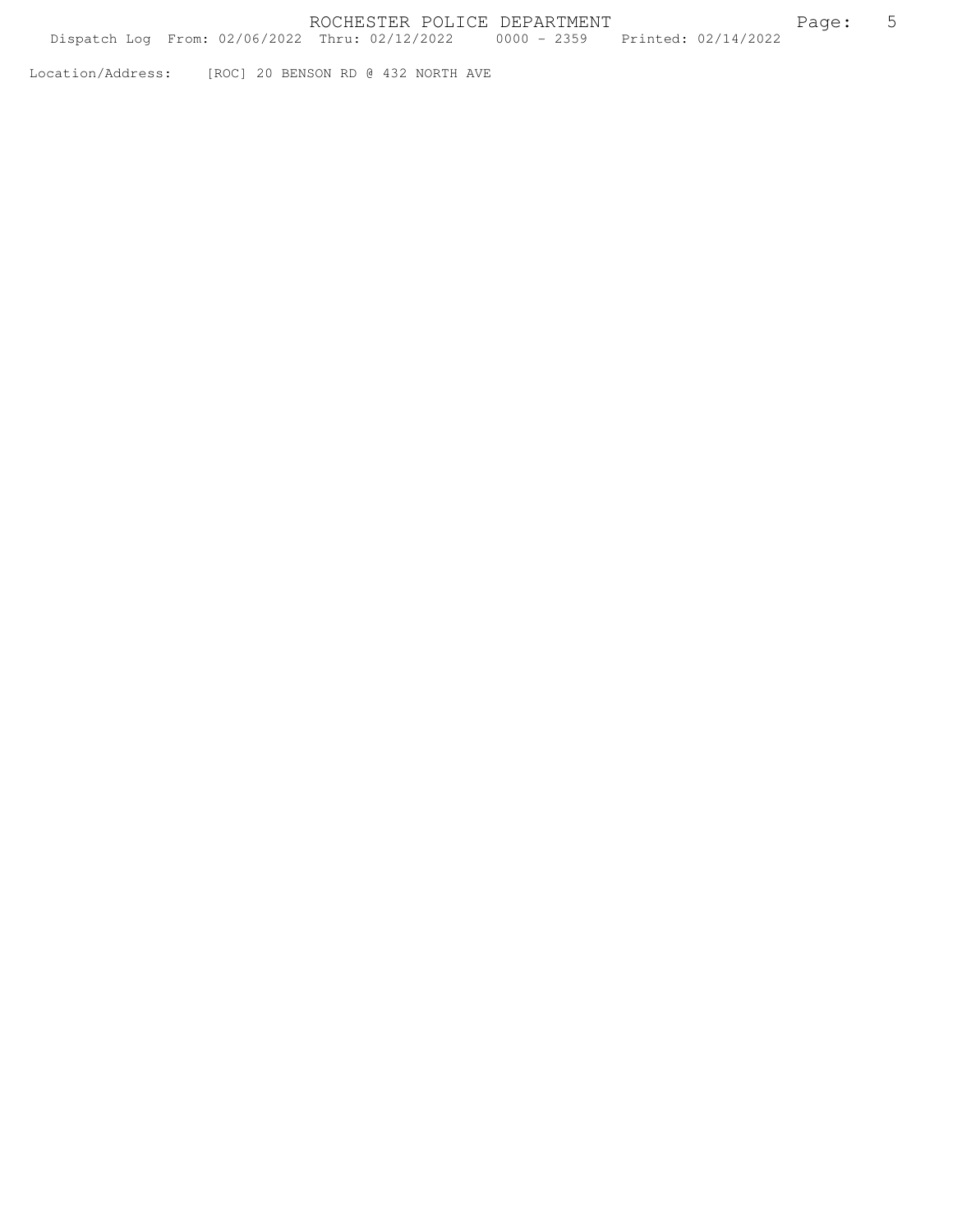Location/Address: [ROC] 20 BENSON RD @ 432 NORTH AVE